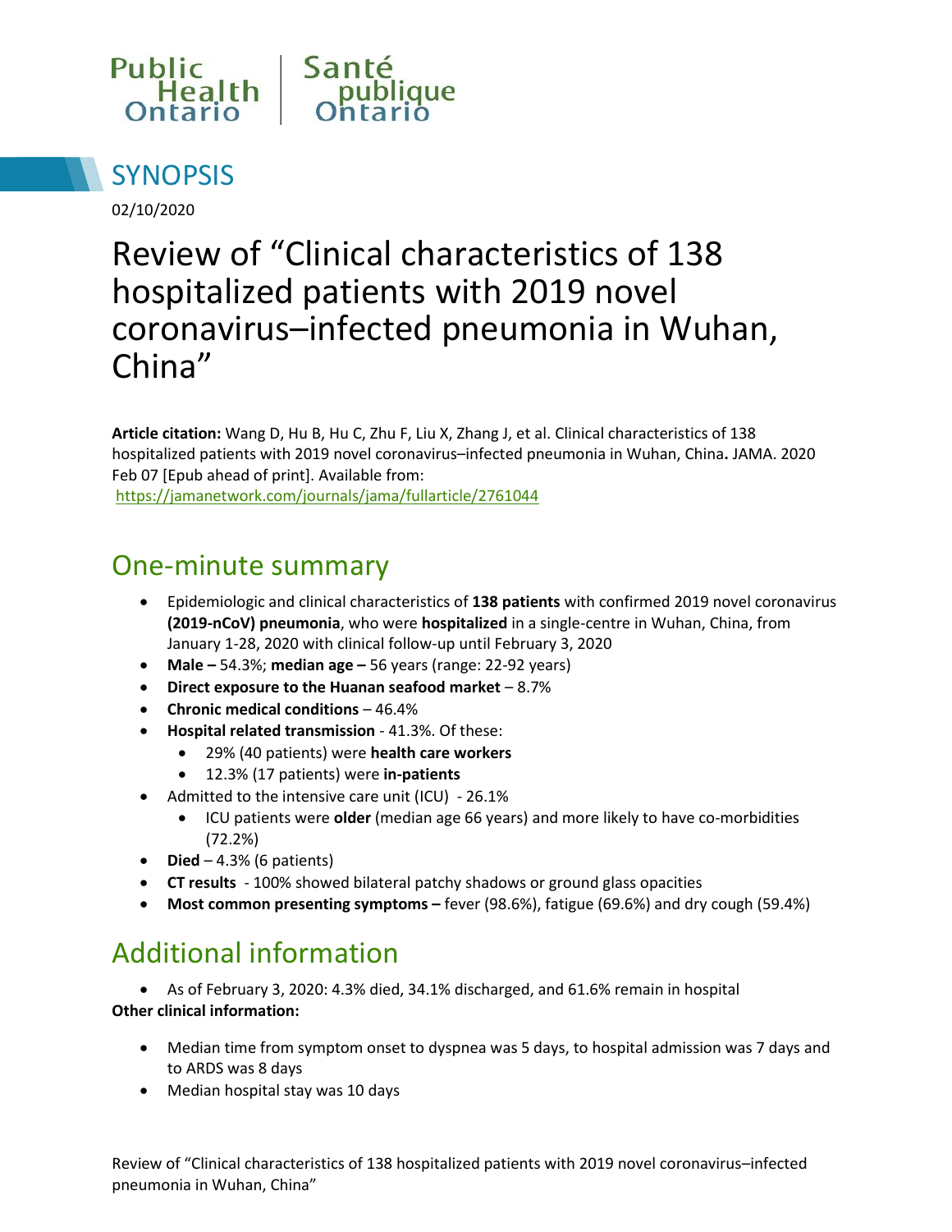Public Health Ontario | Santé publique Ontario

# SYNOPSIS

02/10/2020

# Review of "Clinical characteristics of 138 hospitalized patients with 2019 novel coronavirus–infected pneumonia in Wuhan, China"

**Article citation:** Wang D, Hu B, Hu C, Zhu F, Liu X, Zhang J, et al. Clinical characteristics of 138 hospitalized patients with 2019 novel coronavirus–infected pneumonia in Wuhan, China**.** JAMA. 2020 Feb 07 [Epub ahead of print]. Available from: https://jamanetwork.com/journals/jama/fullarticle/2761044

## One-minute summary

- Epidemiologic and clinical characteristics of **138 patients** with confirmed 2019 novel coronavirus **(2019-nCoV) pneumonia**, who were **hospitalized** in a single-centre in Wuhan, China, from January 1-28, 2020 with clinical follow-up until February 3, 2020
- **Male –** 54.3%; **median age –** 56 years (range: 22-92 years)
- **Direct exposure to the Huanan seafood market** – 8.7%
- **Chronic medical conditions** – 46.4%
- **Hospital related transmission** - 41.3%. Of these:
  - 29% (40 patients) were **health care workers**
  - 12.3% (17 patients) were **in-patients**
- Admitted to the intensive care unit (ICU) - 26.1%
  - ICU patients were **older** (median age 66 years) and more likely to have co-morbidities (72.2%)
- **Died** – 4.3% (6 patients)
- **CT results** - 100% showed bilateral patchy shadows or ground glass opacities
- **Most common presenting symptoms –** fever (98.6%), fatigue (69.6%) and dry cough (59.4%)

## Additional information

- As of February 3, 2020: 4.3% died, 34.1% discharged, and 61.6% remain in hospital

**Other clinical information:**

- Median time from symptom onset to dyspnea was 5 days, to hospital admission was 7 days and to ARDS was 8 days
- Median hospital stay was 10 days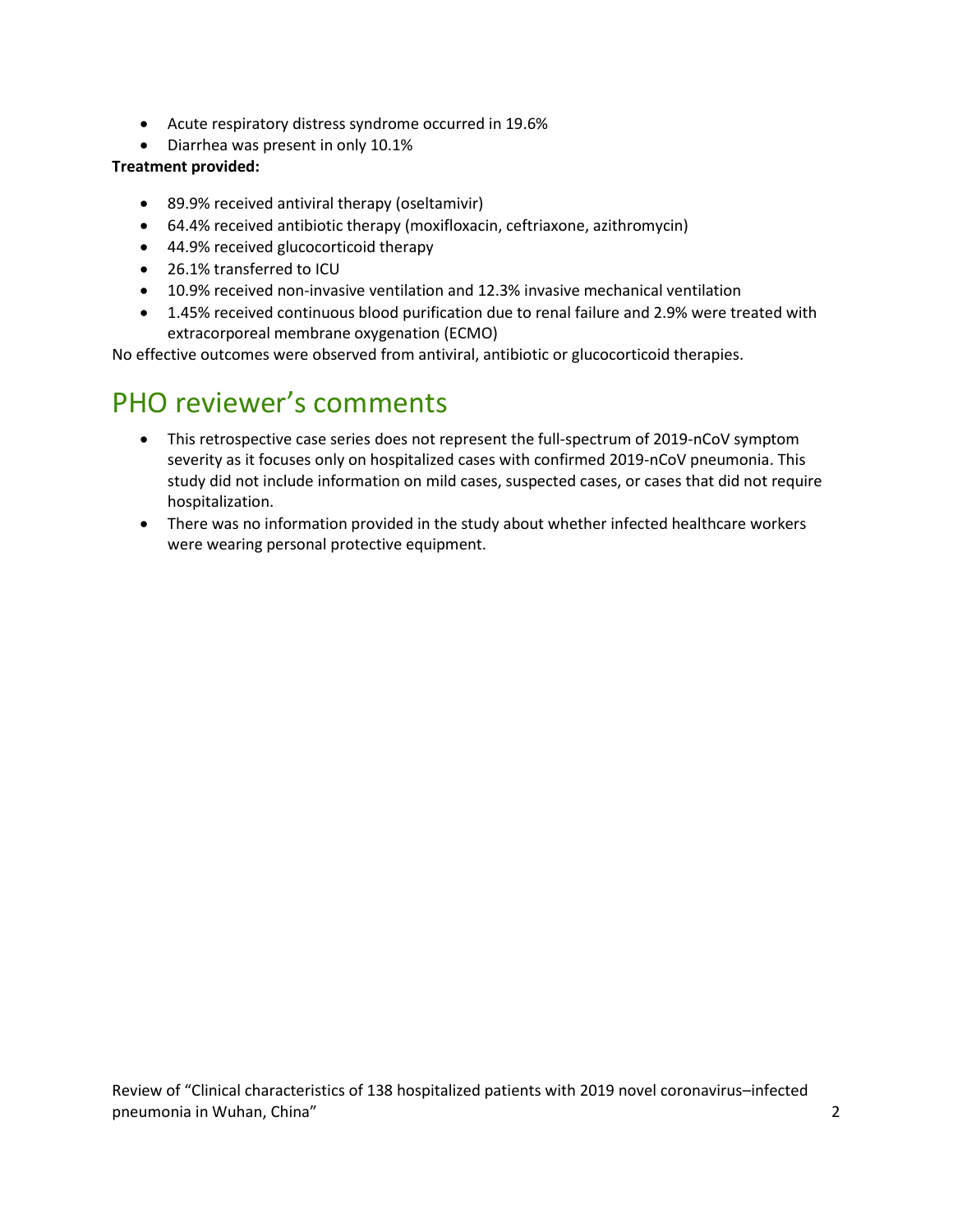- Acute respiratory distress syndrome occurred in 19.6%
- Diarrhea was present in only 10.1%

**Treatment provided:**

- 89.9% received antiviral therapy (oseltamivir)
- 64.4% received antibiotic therapy (moxifloxacin, ceftriaxone, azithromycin)
- 44.9% received glucocorticoid therapy
- 26.1% transferred to ICU
- 10.9% received non-invasive ventilation and 12.3% invasive mechanical ventilation
- 1.45% received continuous blood purification due to renal failure and 2.9% were treated with extracorporeal membrane oxygenation (ECMO)

No effective outcomes were observed from antiviral, antibiotic or glucocorticoid therapies.

# PHO reviewer's comments

- This retrospective case series does not represent the full-spectrum of 2019-nCoV symptom severity as it focuses only on hospitalized cases with confirmed 2019-nCoV pneumonia. This study did not include information on mild cases, suspected cases, or cases that did not require hospitalization.
- There was no information provided in the study about whether infected healthcare workers were wearing personal protective equipment.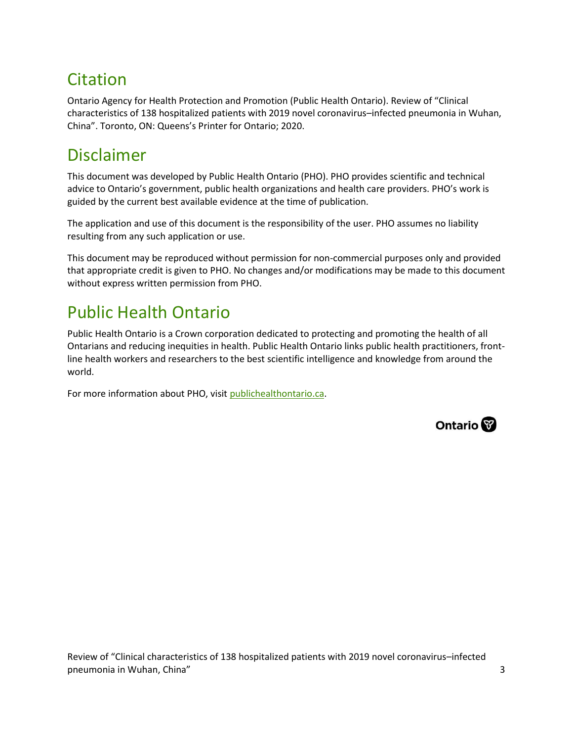# Citation

Ontario Agency for Health Protection and Promotion (Public Health Ontario). Review of "Clinical characteristics of 138 hospitalized patients with 2019 novel coronavirus–infected pneumonia in Wuhan, China". Toronto, ON: Queens's Printer for Ontario; 2020.

# Disclaimer

This document was developed by Public Health Ontario (PHO). PHO provides scientific and technical advice to Ontario's government, public health organizations and health care providers. PHO's work is guided by the current best available evidence at the time of publication.

The application and use of this document is the responsibility of the user. PHO assumes no liability resulting from any such application or use.

This document may be reproduced without permission for non-commercial purposes only and provided that appropriate credit is given to PHO. No changes and/or modifications may be made to this document without express written permission from PHO.

# Public Health Ontario

Public Health Ontario is a Crown corporation dedicated to protecting and promoting the health of all Ontarians and reducing inequities in health. Public Health Ontario links public health practitioners, front-line health workers and researchers to the best scientific intelligence and knowledge from around the world.

For more information about PHO, visit [publichealthontario.ca](publichealthontario.ca).

Ontario